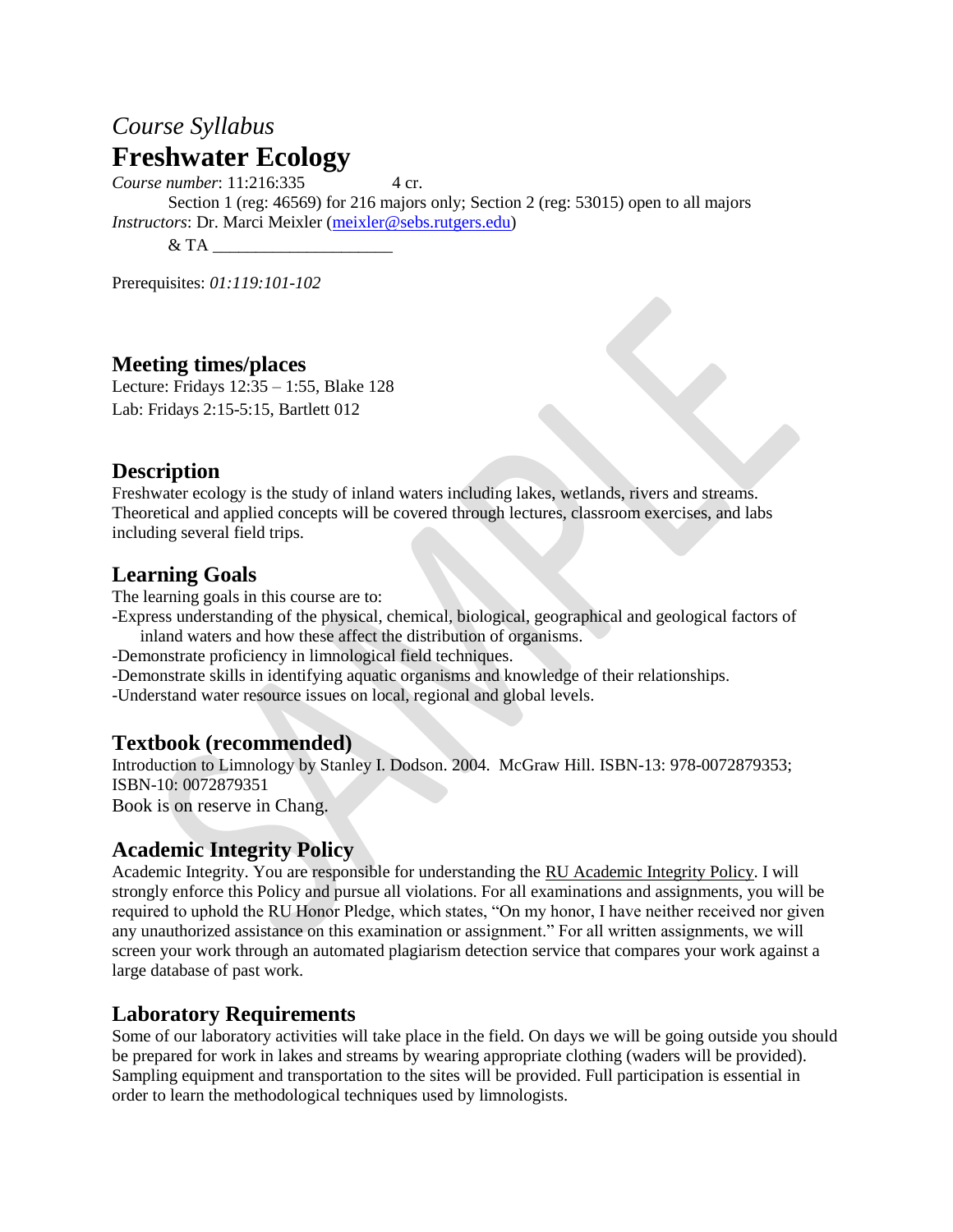*Course Syllabus*

# Freshwater Ecology

*Course number*: 11:216:335 4 cr.

Section 1 (reg: 46569) for 216 majors only; Section 2 (reg: 53015) open to all majors

*Instructors*: Dr. Marci Meixler (meixler@sebs.rutgers.edu)

& TA ____________________

Prerequisites: *01:119:101-102*

## Meeting times/places

Lecture: Fridays 12:35 – 1:55, Blake 128

Lab: Fridays 2:15-5:15, Bartlett 012

## Description

Freshwater ecology is the study of inland waters including lakes, wetlands, rivers and streams. Theoretical and applied concepts will be covered through lectures, classroom exercises, and labs including several field trips.

## Learning Goals

The learning goals in this course are to:

-Express understanding of the physical, chemical, biological, geographical and geological factors of inland waters and how these affect the distribution of organisms.

-Demonstrate proficiency in limnological field techniques.

-Demonstrate skills in identifying aquatic organisms and knowledge of their relationships.

-Understand water resource issues on local, regional and global levels.

## Textbook (recommended)

Introduction to Limnology by Stanley I. Dodson. 2004. McGraw Hill. ISBN-13: 978-0072879353; ISBN-10: 0072879351

Book is on reserve in Chang.

## Academic Integrity Policy

Academic Integrity. You are responsible for understanding the RU Academic Integrity Policy. I will strongly enforce this Policy and pursue all violations. For all examinations and assignments, you will be required to uphold the RU Honor Pledge, which states, "On my honor, I have neither received nor given any unauthorized assistance on this examination or assignment." For all written assignments, we will screen your work through an automated plagiarism detection service that compares your work against a large database of past work.

## Laboratory Requirements

Some of our laboratory activities will take place in the field. On days we will be going outside you should be prepared for work in lakes and streams by wearing appropriate clothing (waders will be provided). Sampling equipment and transportation to the sites will be provided. Full participation is essential in order to learn the methodological techniques used by limnologists.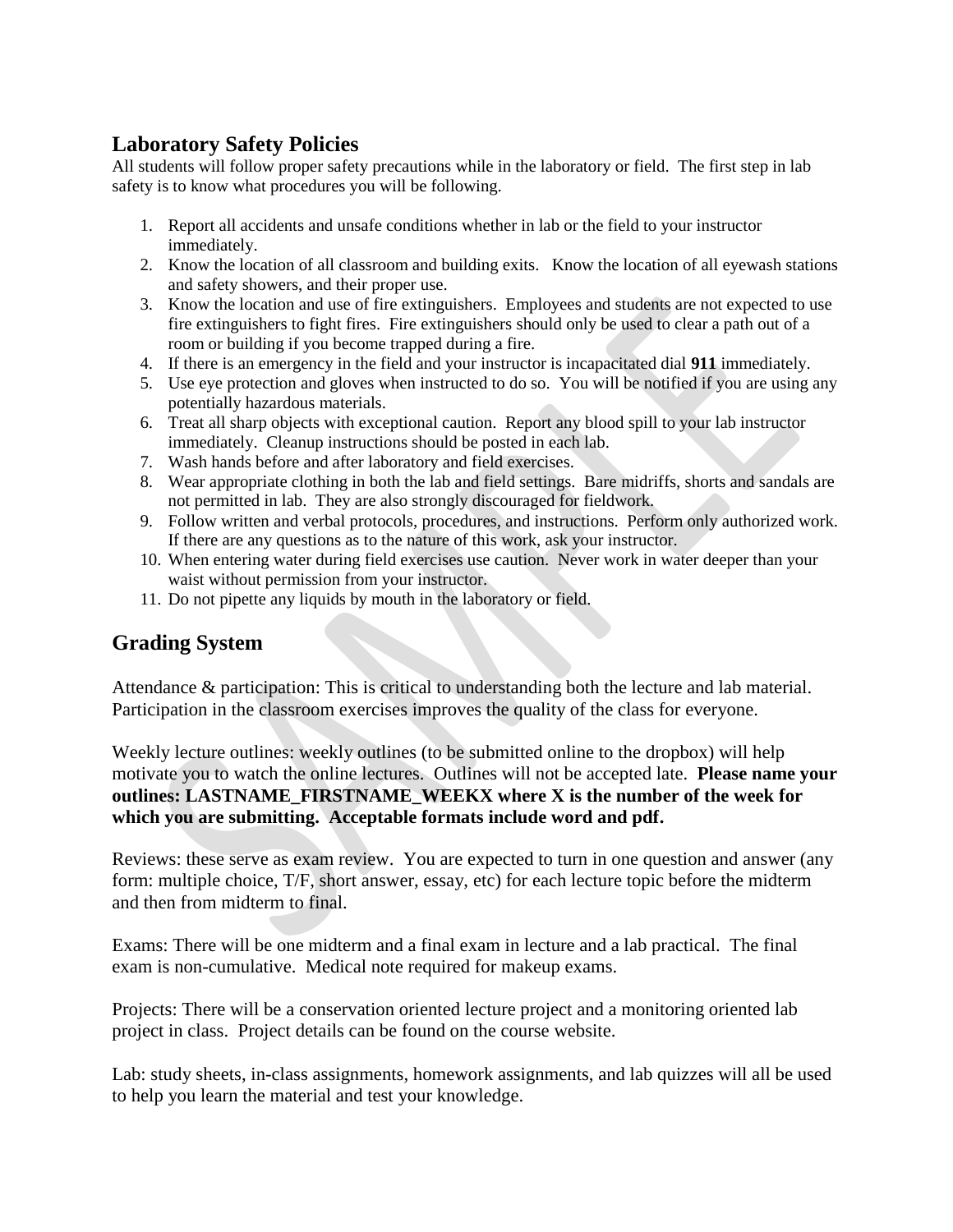## Laboratory Safety Policies

All students will follow proper safety precautions while in the laboratory or field. The first step in lab safety is to know what procedures you will be following.

1. Report all accidents and unsafe conditions whether in lab or the field to your instructor immediately.
2. Know the location of all classroom and building exits. Know the location of all eyewash stations and safety showers, and their proper use.
3. Know the location and use of fire extinguishers. Employees and students are not expected to use fire extinguishers to fight fires. Fire extinguishers should only be used to clear a path out of a room or building if you become trapped during a fire.
4. If there is an emergency in the field and your instructor is incapacitated dial **911** immediately.
5. Use eye protection and gloves when instructed to do so. You will be notified if you are using any potentially hazardous materials.
6. Treat all sharp objects with exceptional caution. Report any blood spill to your lab instructor immediately. Cleanup instructions should be posted in each lab.
7. Wash hands before and after laboratory and field exercises.
8. Wear appropriate clothing in both the lab and field settings. Bare midriffs, shorts and sandals are not permitted in lab. They are also strongly discouraged for fieldwork.
9. Follow written and verbal protocols, procedures, and instructions. Perform only authorized work. If there are any questions as to the nature of this work, ask your instructor.
10. When entering water during field exercises use caution. Never work in water deeper than your waist without permission from your instructor.
11. Do not pipette any liquids by mouth in the laboratory or field.

## Grading System

Attendance & participation: This is critical to understanding both the lecture and lab material. Participation in the classroom exercises improves the quality of the class for everyone.

Weekly lecture outlines: weekly outlines (to be submitted online to the dropbox) will help motivate you to watch the online lectures. Outlines will not be accepted late. **Please name your outlines: LASTNAME_FIRSTNAME_WEEKX where X is the number of the week for which you are submitting. Acceptable formats include word and pdf.**

Reviews: these serve as exam review. You are expected to turn in one question and answer (any form: multiple choice, T/F, short answer, essay, etc) for each lecture topic before the midterm and then from midterm to final.

Exams: There will be one midterm and a final exam in lecture and a lab practical. The final exam is non-cumulative. Medical note required for makeup exams.

Projects: There will be a conservation oriented lecture project and a monitoring oriented lab project in class. Project details can be found on the course website.

Lab: study sheets, in-class assignments, homework assignments, and lab quizzes will all be used to help you learn the material and test your knowledge.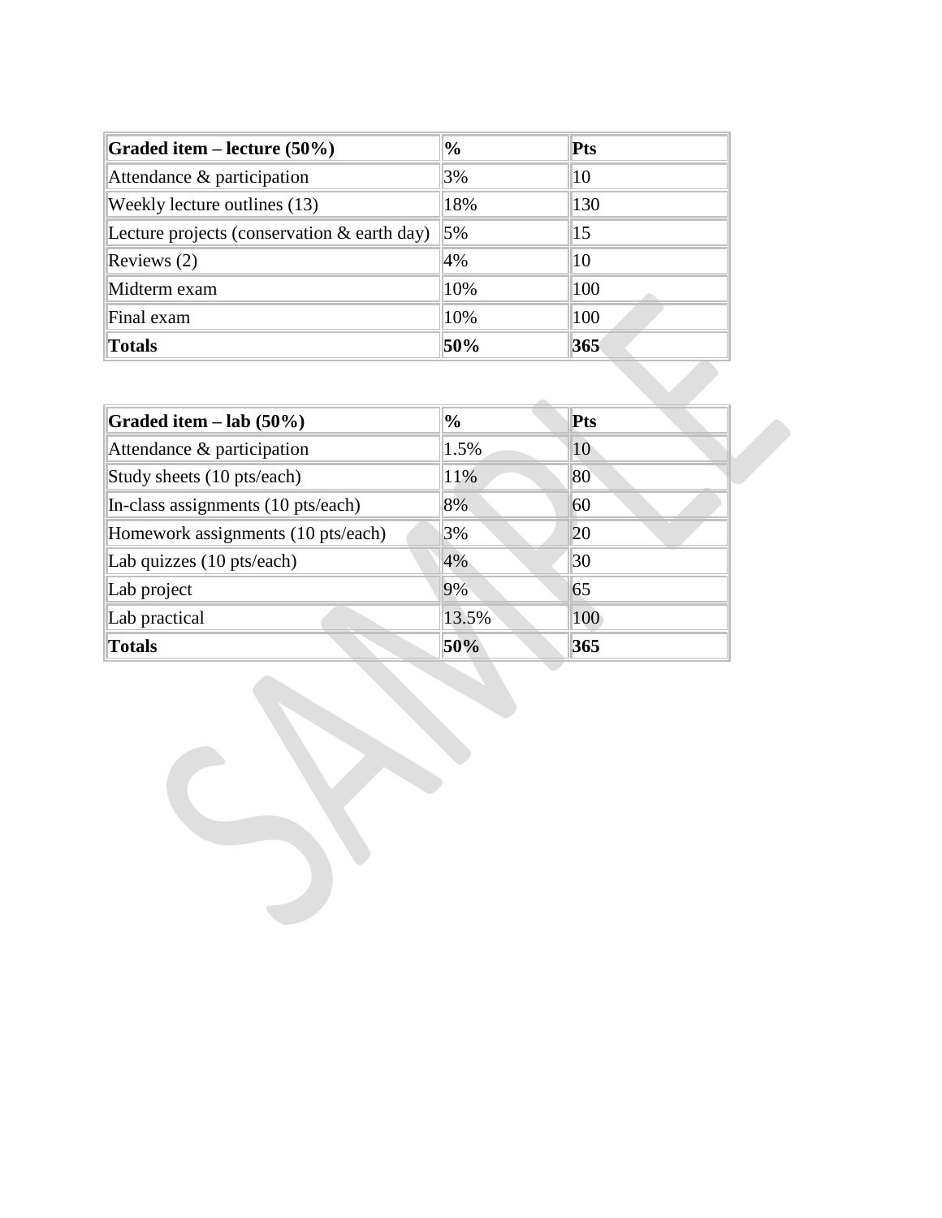| Graded item – lecture (50%) | % | Pts |
|---|---|---|
| Attendance & participation | 3% | 10 |
| Weekly lecture outlines (13) | 18% | 130 |
| Lecture projects (conservation & earth day) | 5% | 15 |
| Reviews (2) | 4% | 10 |
| Midterm exam | 10% | 100 |
| Final exam | 10% | 100 |
| **Totals** | **50%** | **365** |

| Graded item – lab (50%) | % | Pts |
|---|---|---|
| Attendance & participation | 1.5% | 10 |
| Study sheets (10 pts/each) | 11% | 80 |
| In-class assignments (10 pts/each) | 8% | 60 |
| Homework assignments (10 pts/each) | 3% | 20 |
| Lab quizzes (10 pts/each) | 4% | 30 |
| Lab project | 9% | 65 |
| Lab practical | 13.5% | 100 |
| **Totals** | **50%** | **365** |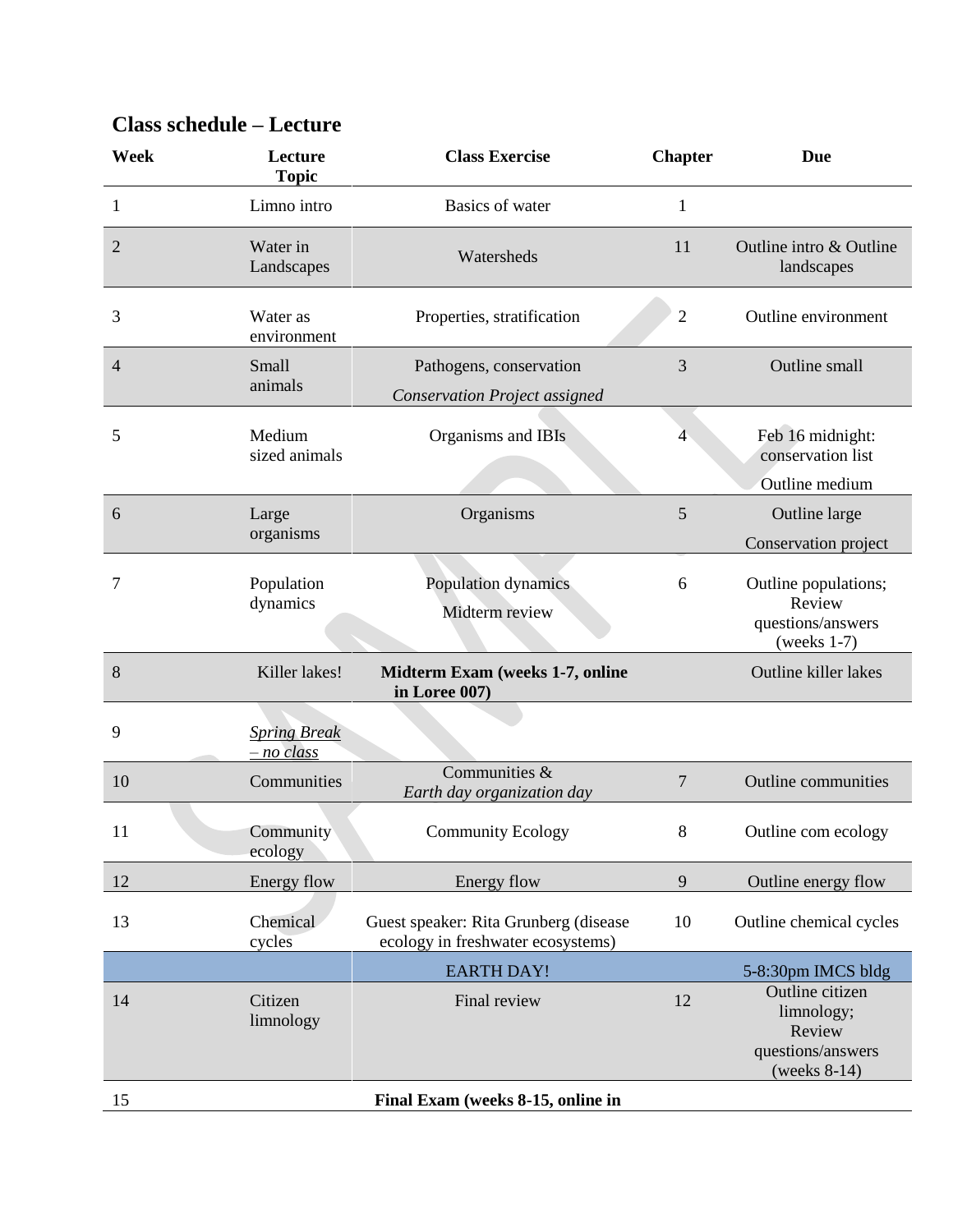## Class schedule – Lecture

| Week | Lecture Topic | Class Exercise | Chapter | Due |
|---|---|---|---|---|
| 1 | Limno intro | Basics of water | 1 | |
| 2 | Water in Landscapes | Watersheds | 11 | Outline intro & Outline landscapes |
| 3 | Water as environment | Properties, stratification | 2 | Outline environment |
| 4 | Small animals | Pathogens, conservation *Conservation Project assigned* | 3 | Outline small |
| 5 | Medium sized animals | Organisms and IBIs | 4 | Feb 16 midnight: conservation list Outline medium |
| 6 | Large organisms | Organisms | 5 | Outline large Conservation project |
| 7 | Population dynamics | Population dynamics Midterm review | 6 | Outline populations; Review questions/answers (weeks 1-7) |
| 8 | Killer lakes! | **Midterm Exam (weeks 1-7, online in Loree 007)** | | Outline killer lakes |
| 9 | *Spring Break – no class* | | | |
| 10 | Communities | Communities & *Earth day organization day* | 7 | Outline communities |
| 11 | Community ecology | Community Ecology | 8 | Outline com ecology |
| 12 | Energy flow | Energy flow | 9 | Outline energy flow |
| 13 | Chemical cycles | Guest speaker: Rita Grunberg (disease ecology in freshwater ecosystems) | 10 | Outline chemical cycles |
| | | EARTH DAY! | | 5-8:30pm IMCS bldg |
| 14 | Citizen limnology | Final review | 12 | Outline citizen limnology; Review questions/answers (weeks 8-14) |
| 15 | | **Final Exam (weeks 8-15, online in** | | |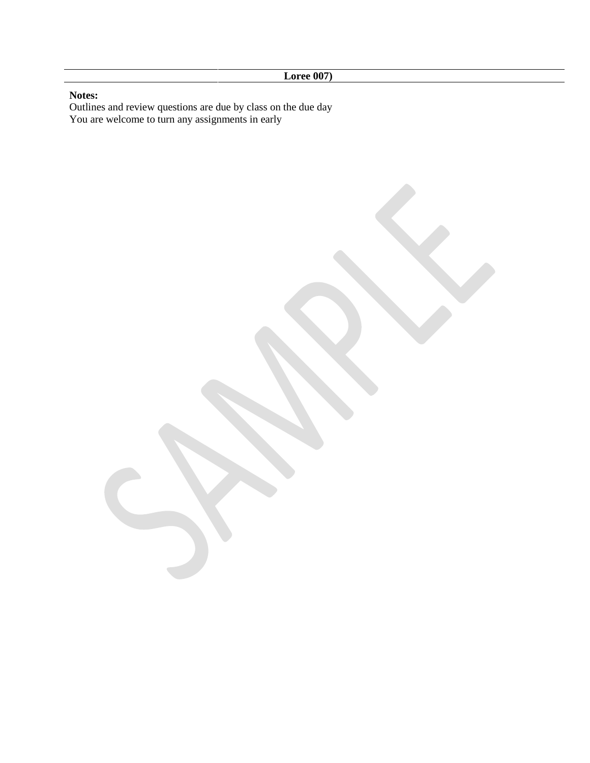| | Loree 007) |
|---|---|

**Notes:**
Outlines and review questions are due by class on the due day
You are welcome to turn any assignments in early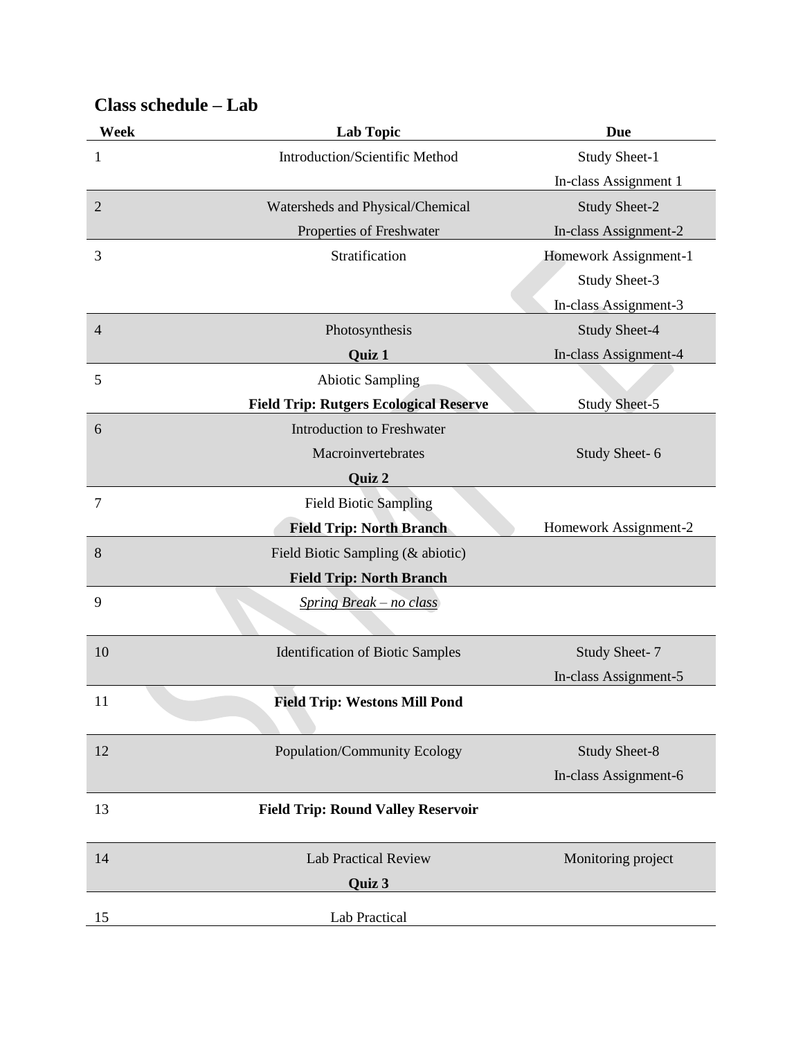## Class schedule – Lab

| Week | Lab Topic | Due |
|---|---|---|
| 1 | Introduction/Scientific Method | Study Sheet-1<br>In-class Assignment 1 |
| 2 | Watersheds and Physical/Chemical Properties of Freshwater | Study Sheet-2<br>In-class Assignment-2 |
| 3 | Stratification | Homework Assignment-1<br>Study Sheet-3<br>In-class Assignment-3 |
| 4 | Photosynthesis<br>**Quiz 1** | Study Sheet-4<br>In-class Assignment-4 |
| 5 | Abiotic Sampling<br>**Field Trip: Rutgers Ecological Reserve** | Study Sheet-5 |
| 6 | Introduction to Freshwater Macroinvertebrates<br>**Quiz 2** | Study Sheet- 6 |
| 7 | Field Biotic Sampling<br>**Field Trip: North Branch** | Homework Assignment-2 |
| 8 | Field Biotic Sampling (& abiotic)<br>**Field Trip: North Branch** | |
| 9 | *Spring Break – no class* | |
| 10 | Identification of Biotic Samples | Study Sheet- 7<br>In-class Assignment-5 |
| 11 | **Field Trip: Westons Mill Pond** | |
| 12 | Population/Community Ecology | Study Sheet-8<br>In-class Assignment-6 |
| 13 | **Field Trip: Round Valley Reservoir** | |
| 14 | Lab Practical Review<br>**Quiz 3** | Monitoring project |
| 15 | Lab Practical | |